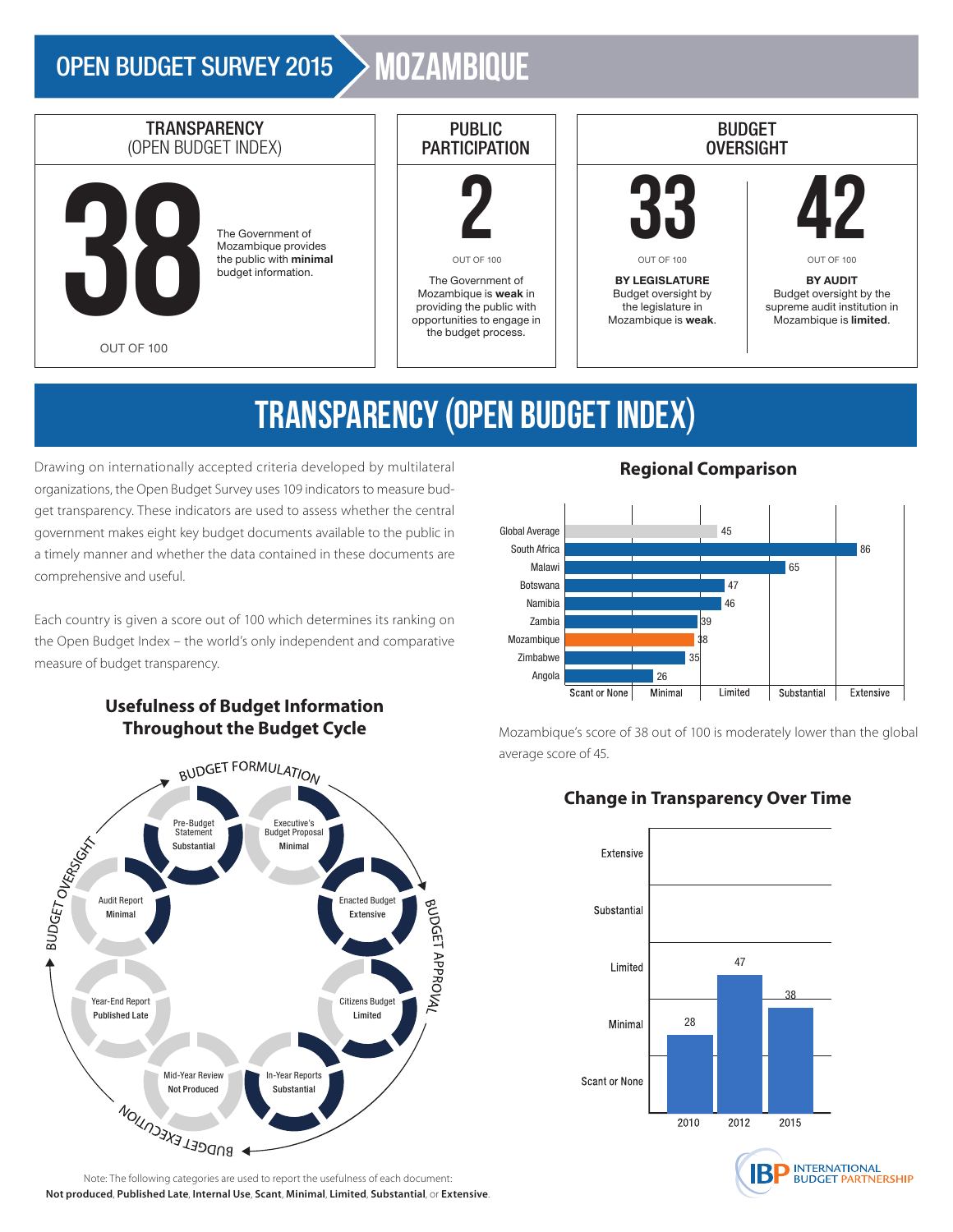# OPEN BUDGET SURVEY 2015 — MOZAMBIQUE

## TRANSPARENCY (OPEN BUDGET INDEX)

**38** OUT OF 100

The Government of Mozambique provides the public with **minimal** budget information.

## PUBLIC PARTICIPATION

**2** OUT OF 100

The Government of Mozambique is **weak** in providing the public with opportunities to engage in the budget process.

## BUDGET OVERSIGHT

**33** OUT OF 100

**BY LEGISLATURE**
Budget oversight by the legislature in Mozambique is **weak**.

**42** OUT OF 100

**BY AUDIT**
Budget oversight by the supreme audit institution in Mozambique is **limited**.

# TRANSPARENCY (OPEN BUDGET INDEX)

Drawing on internationally accepted criteria developed by multilateral organizations, the Open Budget Survey uses 109 indicators to measure budget transparency. These indicators are used to assess whether the central government makes eight key budget documents available to the public in a timely manner and whether the data contained in these documents are comprehensive and useful.

Each country is given a score out of 100 which determines its ranking on the Open Budget Index – the world's only independent and comparative measure of budget transparency.

### Usefulness of Budget Information Throughout the Budget Cycle

| Budget Stage | Document | Usefulness |
|---|---|---|
| Budget Formulation | Pre-Budget Statement | Substantial |
| Budget Formulation | Executive's Budget Proposal | Minimal |
| Budget Approval | Enacted Budget | Extensive |
| Budget Approval | Citizens Budget | Limited |
| Budget Execution | In-Year Reports | Substantial |
| Budget Execution | Mid-Year Review | Not Produced |
| Budget Oversight | Year-End Report | Published Late |
| Budget Oversight | Audit Report | Minimal |

Note: The following categories are used to report the usefulness of each document:
**Not produced**, **Published Late**, **Internal Use**, **Scant**, **Minimal**, **Limited**, **Substantial**, or **Extensive**.

### Regional Comparison

| Country | Score |
|---|---|
| Global Average | 45 |
| South Africa | 86 |
| Malawi | 65 |
| Botswana | 47 |
| Namibia | 46 |
| Zambia | 39 |
| Mozambique | 38 |
| Zimbabwe | 35 |
| Angola | 26 |

Scale: Scant or None, Minimal, Limited, Substantial, Extensive

Mozambique's score of 38 out of 100 is moderately lower than the global average score of 45.

### Change in Transparency Over Time

| Year | Score |
|---|---|
| 2010 | 28 |
| 2012 | 47 |
| 2015 | 38 |

Scale: Scant or None, Minimal, Limited, Substantial, Extensive

INTERNATIONAL BUDGET PARTNERSHIP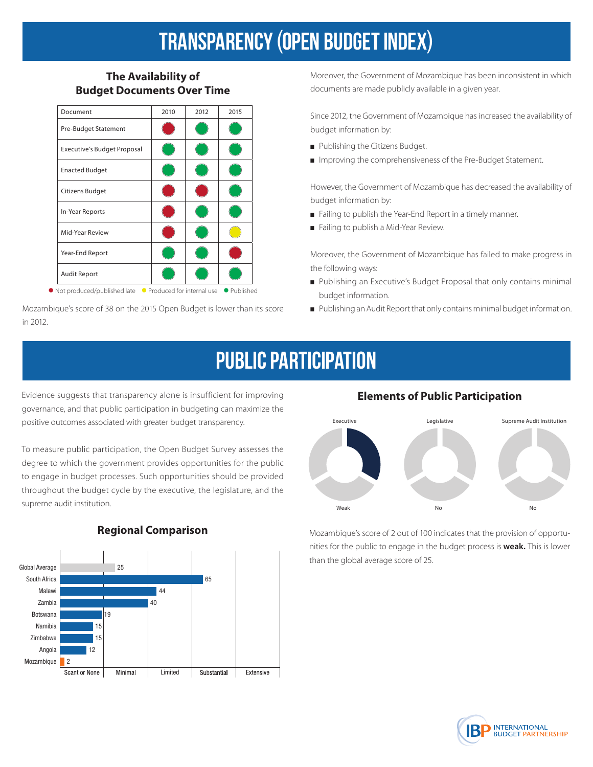# TRANSPARENCY (OPEN BUDGET INDEX)

### The Availability of Budget Documents Over Time

| Document | 2010 | 2012 | 2015 |
|---|---|---|---|
| Pre-Budget Statement | Not produced/published late | Published | Published |
| Executive's Budget Proposal | Published | Published | Published |
| Enacted Budget | Published | Published | Published |
| Citizens Budget | Not produced/published late | Not produced/published late | Published |
| In-Year Reports | Not produced/published late | Published | Published |
| Mid-Year Review | Not produced/published late | Published | Produced for internal use |
| Year-End Report | Published | Published | Not produced/published late |
| Audit Report | Published | Published | Published |

● Not produced/published late ● Produced for internal use ● Published

Mozambique's score of 38 on the 2015 Open Budget is lower than its score in 2012.

Moreover, the Government of Mozambique has been inconsistent in which documents are made publicly available in a given year.

Since 2012, the Government of Mozambique has increased the availability of budget information by:

- Publishing the Citizens Budget.
- Improving the comprehensiveness of the Pre-Budget Statement.

However, the Government of Mozambique has decreased the availability of budget information by:

- Failing to publish the Year-End Report in a timely manner.
- Failing to publish a Mid-Year Review.

Moreover, the Government of Mozambique has failed to make progress in the following ways:

- Publishing an Executive's Budget Proposal that only contains minimal budget information.
- Publishing an Audit Report that only contains minimal budget information.

# PUBLIC PARTICIPATION

Evidence suggests that transparency alone is insufficient for improving governance, and that public participation in budgeting can maximize the positive outcomes associated with greater budget transparency.

To measure public participation, the Open Budget Survey assesses the degree to which the government provides opportunities for the public to engage in budget processes. Such opportunities should be provided throughout the budget cycle by the executive, the legislature, and the supreme audit institution.

### Regional Comparison

| Country | Score |
|---|---|
| Global Average | 25 |
| South Africa | 65 |
| Malawi | 44 |
| Zambia | 40 |
| Botswana | 19 |
| Namibia | 15 |
| Zimbabwe | 15 |
| Angola | 12 |
| Mozambique | 2 |

Scale: Scant or None | Minimal | Limited | Substantial | Extensive

### Elements of Public Participation

| Executive | Legislative | Supreme Audit Institution |
|---|---|---|
| Weak | No | No |

Mozambique's score of 2 out of 100 indicates that the provision of opportunities for the public to engage in the budget process is **weak.** This is lower than the global average score of 25.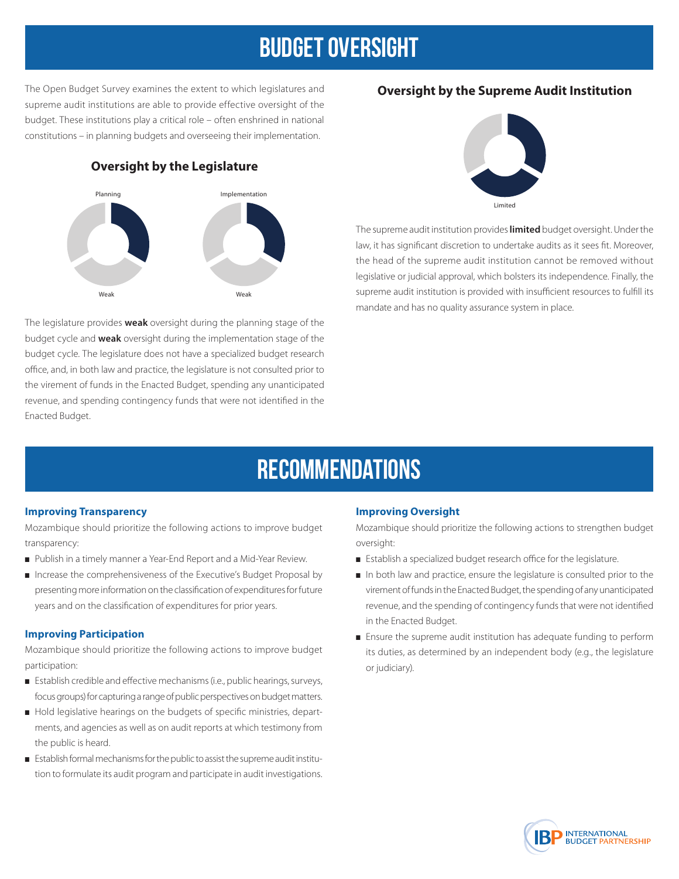# BUDGET OVERSIGHT

The Open Budget Survey examines the extent to which legislatures and supreme audit institutions are able to provide effective oversight of the budget. These institutions play a critical role – often enshrined in national constitutions – in planning budgets and overseeing their implementation.

## Oversight by the Legislature

Planning: Weak

Implementation: Weak

The legislature provides **weak** oversight during the planning stage of the budget cycle and **weak** oversight during the implementation stage of the budget cycle. The legislature does not have a specialized budget research office, and, in both law and practice, the legislature is not consulted prior to the virement of funds in the Enacted Budget, spending any unanticipated revenue, and spending contingency funds that were not identified in the Enacted Budget.

## Oversight by the Supreme Audit Institution

Limited

The supreme audit institution provides **limited** budget oversight. Under the law, it has significant discretion to undertake audits as it sees fit. Moreover, the head of the supreme audit institution cannot be removed without legislative or judicial approval, which bolsters its independence. Finally, the supreme audit institution is provided with insufficient resources to fulfill its mandate and has no quality assurance system in place.

# RECOMMENDATIONS

### Improving Transparency

Mozambique should prioritize the following actions to improve budget transparency:

- Publish in a timely manner a Year-End Report and a Mid-Year Review.
- Increase the comprehensiveness of the Executive's Budget Proposal by presenting more information on the classification of expenditures for future years and on the classification of expenditures for prior years.

### Improving Participation

Mozambique should prioritize the following actions to improve budget participation:

- Establish credible and effective mechanisms (i.e., public hearings, surveys, focus groups) for capturing a range of public perspectives on budget matters.
- Hold legislative hearings on the budgets of specific ministries, departments, and agencies as well as on audit reports at which testimony from the public is heard.
- Establish formal mechanisms for the public to assist the supreme audit institution to formulate its audit program and participate in audit investigations.

### Improving Oversight

Mozambique should prioritize the following actions to strengthen budget oversight:

- Establish a specialized budget research office for the legislature.
- In both law and practice, ensure the legislature is consulted prior to the virement of funds in the Enacted Budget, the spending of any unanticipated revenue, and the spending of contingency funds that were not identified in the Enacted Budget.
- Ensure the supreme audit institution has adequate funding to perform its duties, as determined by an independent body (e.g., the legislature or judiciary).

IBP INTERNATIONAL BUDGET PARTNERSHIP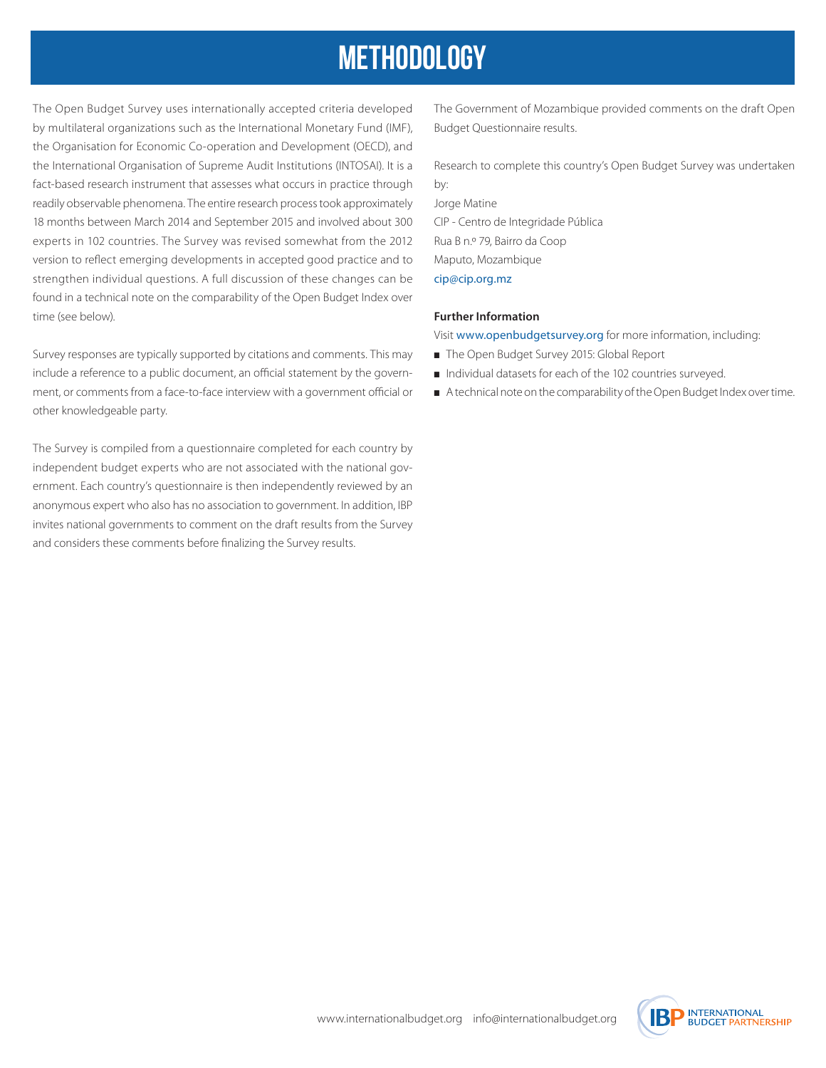# METHODOLOGY

The Open Budget Survey uses internationally accepted criteria developed by multilateral organizations such as the International Monetary Fund (IMF), the Organisation for Economic Co-operation and Development (OECD), and the International Organisation of Supreme Audit Institutions (INTOSAI). It is a fact-based research instrument that assesses what occurs in practice through readily observable phenomena. The entire research process took approximately 18 months between March 2014 and September 2015 and involved about 300 experts in 102 countries. The Survey was revised somewhat from the 2012 version to reflect emerging developments in accepted good practice and to strengthen individual questions. A full discussion of these changes can be found in a technical note on the comparability of the Open Budget Index over time (see below).

Survey responses are typically supported by citations and comments. This may include a reference to a public document, an official statement by the government, or comments from a face-to-face interview with a government official or other knowledgeable party.

The Survey is compiled from a questionnaire completed for each country by independent budget experts who are not associated with the national government. Each country's questionnaire is then independently reviewed by an anonymous expert who also has no association to government. In addition, IBP invites national governments to comment on the draft results from the Survey and considers these comments before finalizing the Survey results.

The Government of Mozambique provided comments on the draft Open Budget Questionnaire results.

Research to complete this country's Open Budget Survey was undertaken by:

Jorge Matine
CIP - Centro de Integridade Pública
Rua B n.º 79, Bairro da Coop
Maputo, Mozambique
cip@cip.org.mz

**Further Information**

Visit www.openbudgetsurvey.org for more information, including:

- The Open Budget Survey 2015: Global Report
- Individual datasets for each of the 102 countries surveyed.
- A technical note on the comparability of the Open Budget Index over time.

www.internationalbudget.org info@internationalbudget.org

IBP INTERNATIONAL BUDGET PARTNERSHIP